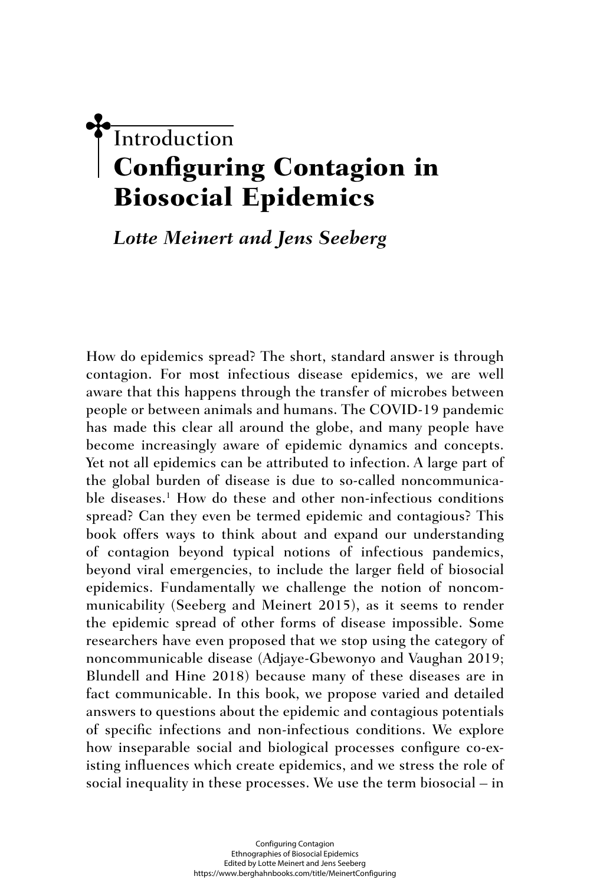# Introduction

# Configuring Contagion in Biosocial Epidemics

***Lotte Meinert and Jens Seeberg***

How do epidemics spread? The short, standard answer is through contagion. For most infectious disease epidemics, we are well aware that this happens through the transfer of microbes between people or between animals and humans. The COVID-19 pandemic has made this clear all around the globe, and many people have become increasingly aware of epidemic dynamics and concepts. Yet not all epidemics can be attributed to infection. A large part of the global burden of disease is due to so-called noncommunicable diseases.[1] How do these and other non-infectious conditions spread? Can they even be termed epidemic and contagious? This book offers ways to think about and expand our understanding of contagion beyond typical notions of infectious pandemics, beyond viral emergencies, to include the larger field of biosocial epidemics. Fundamentally we challenge the notion of noncommunicability (Seeberg and Meinert 2015), as it seems to render the epidemic spread of other forms of disease impossible. Some researchers have even proposed that we stop using the category of noncommunicable disease (Adjaye-Gbewonyo and Vaughan 2019; Blundell and Hine 2018) because many of these diseases are in fact communicable. In this book, we propose varied and detailed answers to questions about the epidemic and contagious potentials of specific infections and non-infectious conditions. We explore how inseparable social and biological processes configure co-existing influences which create epidemics, and we stress the role of social inequality in these processes. We use the term biosocial – in

Configuring Contagion
Ethnographies of Biosocial Epidemics
Edited by Lotte Meinert and Jens Seeberg
https://www.berghahnbooks.com/title/MeinertConfiguring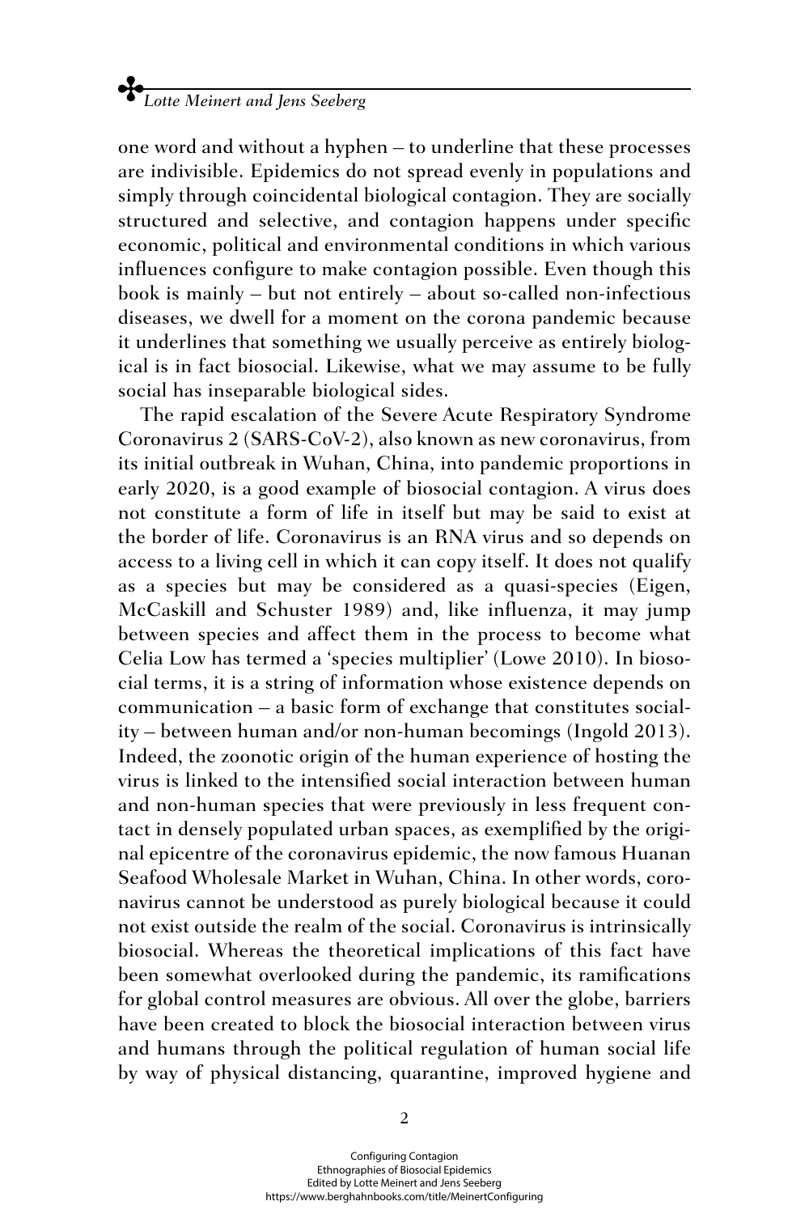one word and without a hyphen – to underline that these processes are indivisible. Epidemics do not spread evenly in populations and simply through coincidental biological contagion. They are socially structured and selective, and contagion happens under specific economic, political and environmental conditions in which various influences configure to make contagion possible. Even though this book is mainly – but not entirely – about so-called non-infectious diseases, we dwell for a moment on the corona pandemic because it underlines that something we usually perceive as entirely biological is in fact biosocial. Likewise, what we may assume to be fully social has inseparable biological sides.

The rapid escalation of the Severe Acute Respiratory Syndrome Coronavirus 2 (SARS-CoV-2), also known as new coronavirus, from its initial outbreak in Wuhan, China, into pandemic proportions in early 2020, is a good example of biosocial contagion. A virus does not constitute a form of life in itself but may be said to exist at the border of life. Coronavirus is an RNA virus and so depends on access to a living cell in which it can copy itself. It does not qualify as a species but may be considered as a quasi-species (Eigen, McCaskill and Schuster 1989) and, like influenza, it may jump between species and affect them in the process to become what Celia Low has termed a 'species multiplier' (Lowe 2010). In biosocial terms, it is a string of information whose existence depends on communication – a basic form of exchange that constitutes sociality – between human and/or non-human becomings (Ingold 2013). Indeed, the zoonotic origin of the human experience of hosting the virus is linked to the intensified social interaction between human and non-human species that were previously in less frequent contact in densely populated urban spaces, as exemplified by the original epicentre of the coronavirus epidemic, the now famous Huanan Seafood Wholesale Market in Wuhan, China. In other words, coronavirus cannot be understood as purely biological because it could not exist outside the realm of the social. Coronavirus is intrinsically biosocial. Whereas the theoretical implications of this fact have been somewhat overlooked during the pandemic, its ramifications for global control measures are obvious. All over the globe, barriers have been created to block the biosocial interaction between virus and humans through the political regulation of human social life by way of physical distancing, quarantine, improved hygiene and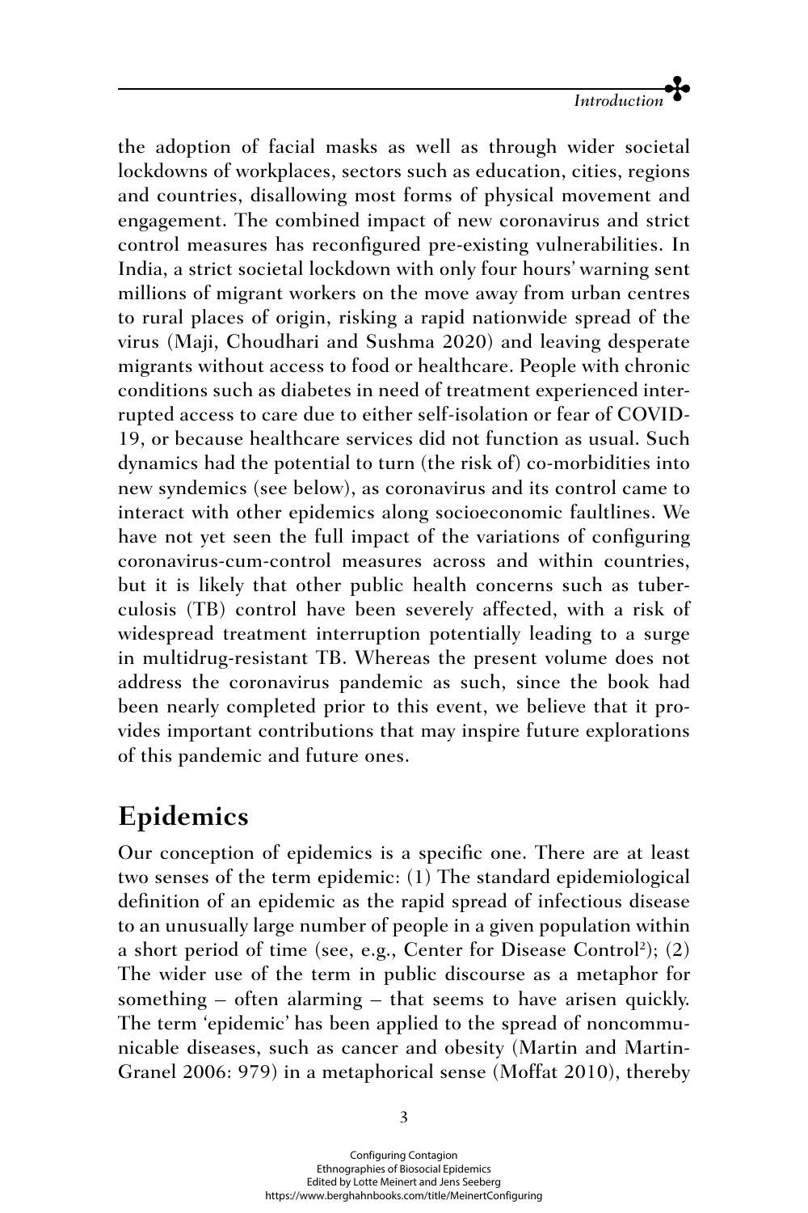the adoption of facial masks as well as through wider societal lockdowns of workplaces, sectors such as education, cities, regions and countries, disallowing most forms of physical movement and engagement. The combined impact of new coronavirus and strict control measures has reconfigured pre-existing vulnerabilities. In India, a strict societal lockdown with only four hours' warning sent millions of migrant workers on the move away from urban centres to rural places of origin, risking a rapid nationwide spread of the virus (Maji, Choudhari and Sushma 2020) and leaving desperate migrants without access to food or healthcare. People with chronic conditions such as diabetes in need of treatment experienced interrupted access to care due to either self-isolation or fear of COVID-19, or because healthcare services did not function as usual. Such dynamics had the potential to turn (the risk of) co-morbidities into new syndemics (see below), as coronavirus and its control came to interact with other epidemics along socioeconomic faultlines. We have not yet seen the full impact of the variations of configuring coronavirus-cum-control measures across and within countries, but it is likely that other public health concerns such as tuberculosis (TB) control have been severely affected, with a risk of widespread treatment interruption potentially leading to a surge in multidrug-resistant TB. Whereas the present volume does not address the coronavirus pandemic as such, since the book had been nearly completed prior to this event, we believe that it provides important contributions that may inspire future explorations of this pandemic and future ones.

## Epidemics

Our conception of epidemics is a specific one. There are at least two senses of the term epidemic: (1) The standard epidemiological definition of an epidemic as the rapid spread of infectious disease to an unusually large number of people in a given population within a short period of time (see, e.g., Center for Disease Control[2]); (2) The wider use of the term in public discourse as a metaphor for something – often alarming – that seems to have arisen quickly. The term 'epidemic' has been applied to the spread of noncommunicable diseases, such as cancer and obesity (Martin and Martin-Granel 2006: 979) in a metaphorical sense (Moffat 2010), thereby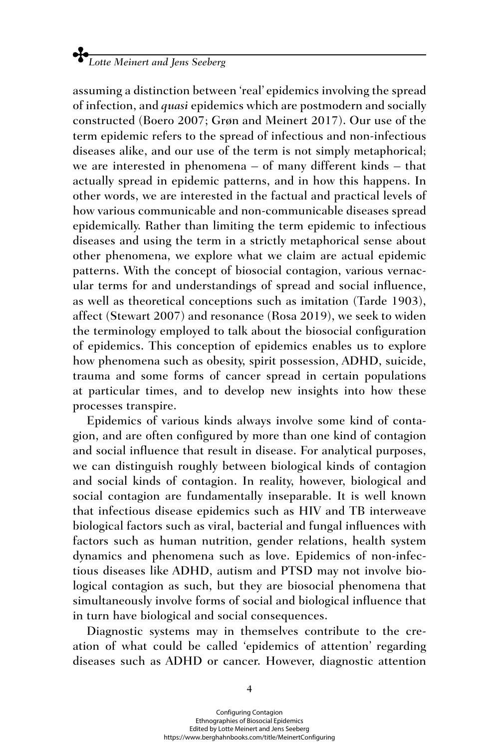assuming a distinction between 'real' epidemics involving the spread of infection, and *quasi* epidemics which are postmodern and socially constructed (Boero 2007; Grøn and Meinert 2017). Our use of the term epidemic refers to the spread of infectious and non-infectious diseases alike, and our use of the term is not simply metaphorical; we are interested in phenomena – of many different kinds – that actually spread in epidemic patterns, and in how this happens. In other words, we are interested in the factual and practical levels of how various communicable and non-communicable diseases spread epidemically. Rather than limiting the term epidemic to infectious diseases and using the term in a strictly metaphorical sense about other phenomena, we explore what we claim are actual epidemic patterns. With the concept of biosocial contagion, various vernacular terms for and understandings of spread and social influence, as well as theoretical conceptions such as imitation (Tarde 1903), affect (Stewart 2007) and resonance (Rosa 2019), we seek to widen the terminology employed to talk about the biosocial configuration of epidemics. This conception of epidemics enables us to explore how phenomena such as obesity, spirit possession, ADHD, suicide, trauma and some forms of cancer spread in certain populations at particular times, and to develop new insights into how these processes transpire.

Epidemics of various kinds always involve some kind of contagion, and are often configured by more than one kind of contagion and social influence that result in disease. For analytical purposes, we can distinguish roughly between biological kinds of contagion and social kinds of contagion. In reality, however, biological and social contagion are fundamentally inseparable. It is well known that infectious disease epidemics such as HIV and TB interweave biological factors such as viral, bacterial and fungal influences with factors such as human nutrition, gender relations, health system dynamics and phenomena such as love. Epidemics of non-infectious diseases like ADHD, autism and PTSD may not involve biological contagion as such, but they are biosocial phenomena that simultaneously involve forms of social and biological influence that in turn have biological and social consequences.

Diagnostic systems may in themselves contribute to the creation of what could be called 'epidemics of attention' regarding diseases such as ADHD or cancer. However, diagnostic attention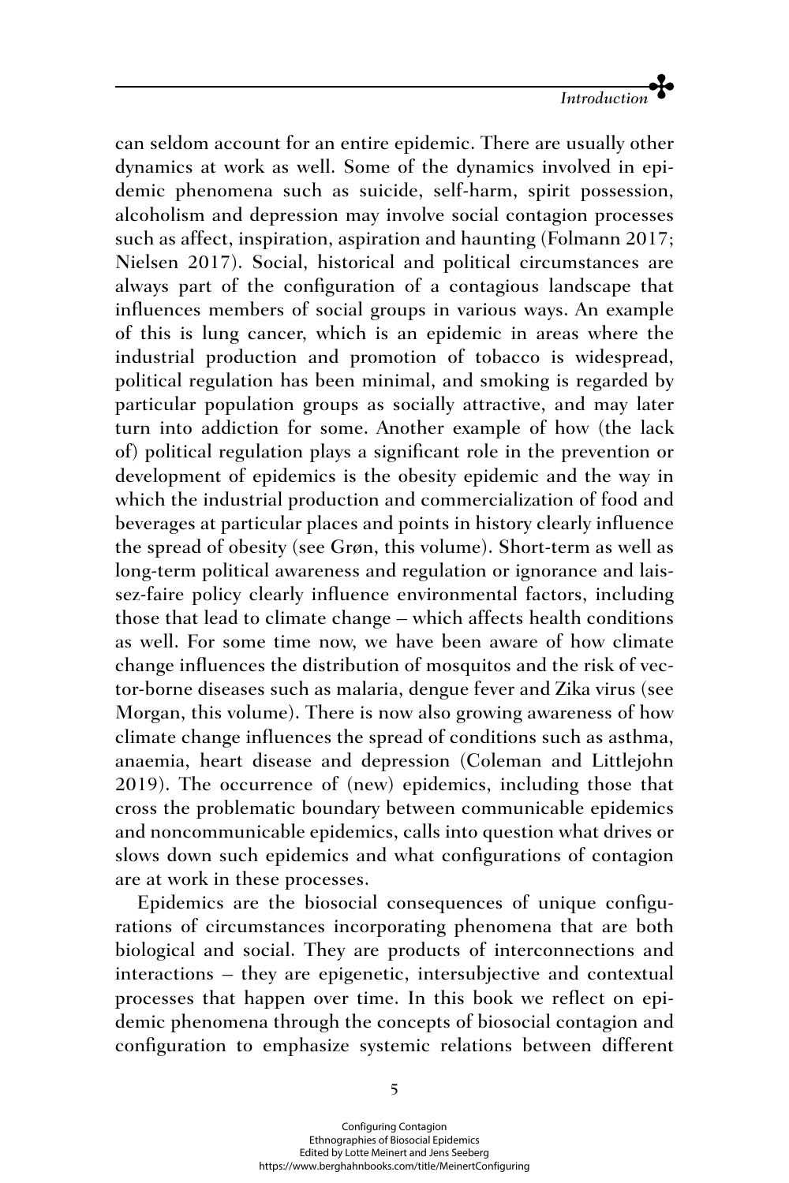can seldom account for an entire epidemic. There are usually other dynamics at work as well. Some of the dynamics involved in epidemic phenomena such as suicide, self-harm, spirit possession, alcoholism and depression may involve social contagion processes such as affect, inspiration, aspiration and haunting (Folmann 2017; Nielsen 2017). Social, historical and political circumstances are always part of the configuration of a contagious landscape that influences members of social groups in various ways. An example of this is lung cancer, which is an epidemic in areas where the industrial production and promotion of tobacco is widespread, political regulation has been minimal, and smoking is regarded by particular population groups as socially attractive, and may later turn into addiction for some. Another example of how (the lack of) political regulation plays a significant role in the prevention or development of epidemics is the obesity epidemic and the way in which the industrial production and commercialization of food and beverages at particular places and points in history clearly influence the spread of obesity (see Grøn, this volume). Short-term as well as long-term political awareness and regulation or ignorance and laissez-faire policy clearly influence environmental factors, including those that lead to climate change – which affects health conditions as well. For some time now, we have been aware of how climate change influences the distribution of mosquitos and the risk of vector-borne diseases such as malaria, dengue fever and Zika virus (see Morgan, this volume). There is now also growing awareness of how climate change influences the spread of conditions such as asthma, anaemia, heart disease and depression (Coleman and Littlejohn 2019). The occurrence of (new) epidemics, including those that cross the problematic boundary between communicable epidemics and noncommunicable epidemics, calls into question what drives or slows down such epidemics and what configurations of contagion are at work in these processes.

Epidemics are the biosocial consequences of unique configurations of circumstances incorporating phenomena that are both biological and social. They are products of interconnections and interactions – they are epigenetic, intersubjective and contextual processes that happen over time. In this book we reflect on epidemic phenomena through the concepts of biosocial contagion and configuration to emphasize systemic relations between different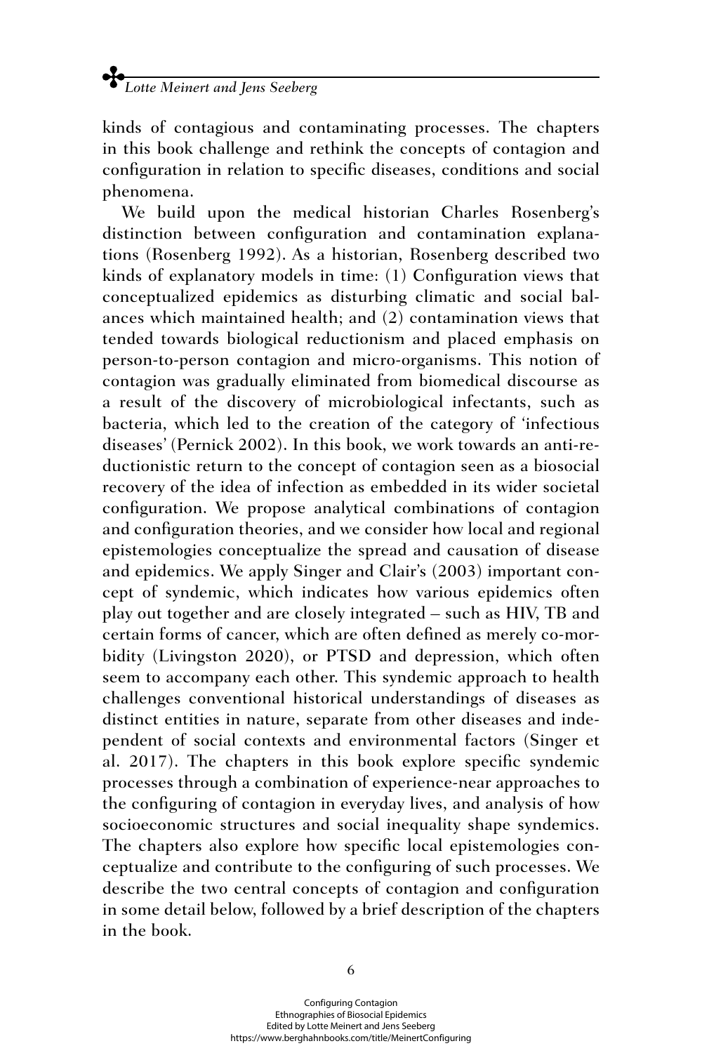kinds of contagious and contaminating processes. The chapters in this book challenge and rethink the concepts of contagion and configuration in relation to specific diseases, conditions and social phenomena.

We build upon the medical historian Charles Rosenberg's distinction between configuration and contamination explanations (Rosenberg 1992). As a historian, Rosenberg described two kinds of explanatory models in time: (1) Configuration views that conceptualized epidemics as disturbing climatic and social balances which maintained health; and (2) contamination views that tended towards biological reductionism and placed emphasis on person-to-person contagion and micro-organisms. This notion of contagion was gradually eliminated from biomedical discourse as a result of the discovery of microbiological infectants, such as bacteria, which led to the creation of the category of 'infectious diseases' (Pernick 2002). In this book, we work towards an anti-reductionistic return to the concept of contagion seen as a biosocial recovery of the idea of infection as embedded in its wider societal configuration. We propose analytical combinations of contagion and configuration theories, and we consider how local and regional epistemologies conceptualize the spread and causation of disease and epidemics. We apply Singer and Clair's (2003) important concept of syndemic, which indicates how various epidemics often play out together and are closely integrated – such as HIV, TB and certain forms of cancer, which are often defined as merely co-morbidity (Livingston 2020), or PTSD and depression, which often seem to accompany each other. This syndemic approach to health challenges conventional historical understandings of diseases as distinct entities in nature, separate from other diseases and independent of social contexts and environmental factors (Singer et al. 2017). The chapters in this book explore specific syndemic processes through a combination of experience-near approaches to the configuring of contagion in everyday lives, and analysis of how socioeconomic structures and social inequality shape syndemics. The chapters also explore how specific local epistemologies conceptualize and contribute to the configuring of such processes. We describe the two central concepts of contagion and configuration in some detail below, followed by a brief description of the chapters in the book.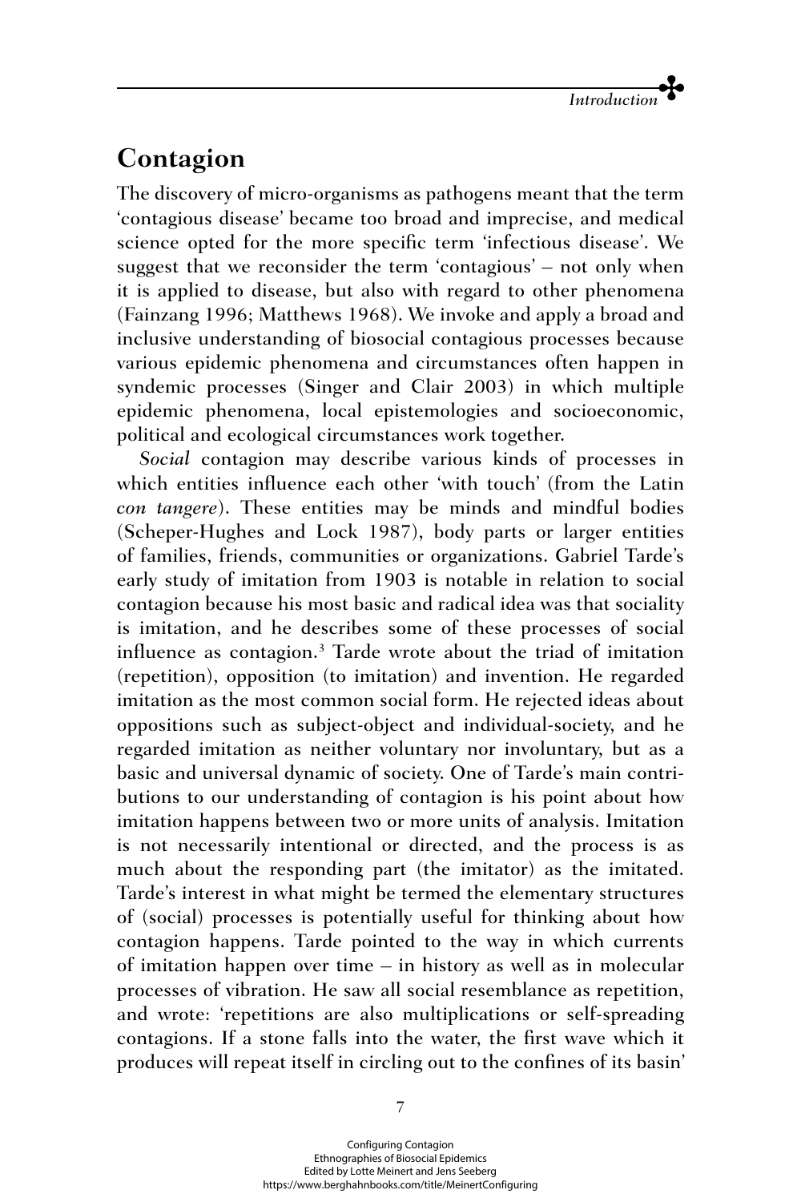## Contagion

The discovery of micro-organisms as pathogens meant that the term 'contagious disease' became too broad and imprecise, and medical science opted for the more specific term 'infectious disease'. We suggest that we reconsider the term 'contagious' – not only when it is applied to disease, but also with regard to other phenomena (Fainzang 1996; Matthews 1968). We invoke and apply a broad and inclusive understanding of biosocial contagious processes because various epidemic phenomena and circumstances often happen in syndemic processes (Singer and Clair 2003) in which multiple epidemic phenomena, local epistemologies and socioeconomic, political and ecological circumstances work together.

*Social* contagion may describe various kinds of processes in which entities influence each other 'with touch' (from the Latin *con tangere*). These entities may be minds and mindful bodies (Scheper-Hughes and Lock 1987), body parts or larger entities of families, friends, communities or organizations. Gabriel Tarde's early study of imitation from 1903 is notable in relation to social contagion because his most basic and radical idea was that sociality is imitation, and he describes some of these processes of social influence as contagion.[3] Tarde wrote about the triad of imitation (repetition), opposition (to imitation) and invention. He regarded imitation as the most common social form. He rejected ideas about oppositions such as subject-object and individual-society, and he regarded imitation as neither voluntary nor involuntary, but as a basic and universal dynamic of society. One of Tarde's main contributions to our understanding of contagion is his point about how imitation happens between two or more units of analysis. Imitation is not necessarily intentional or directed, and the process is as much about the responding part (the imitator) as the imitated. Tarde's interest in what might be termed the elementary structures of (social) processes is potentially useful for thinking about how contagion happens. Tarde pointed to the way in which currents of imitation happen over time – in history as well as in molecular processes of vibration. He saw all social resemblance as repetition, and wrote: 'repetitions are also multiplications or self-spreading contagions. If a stone falls into the water, the first wave which it produces will repeat itself in circling out to the confines of its basin'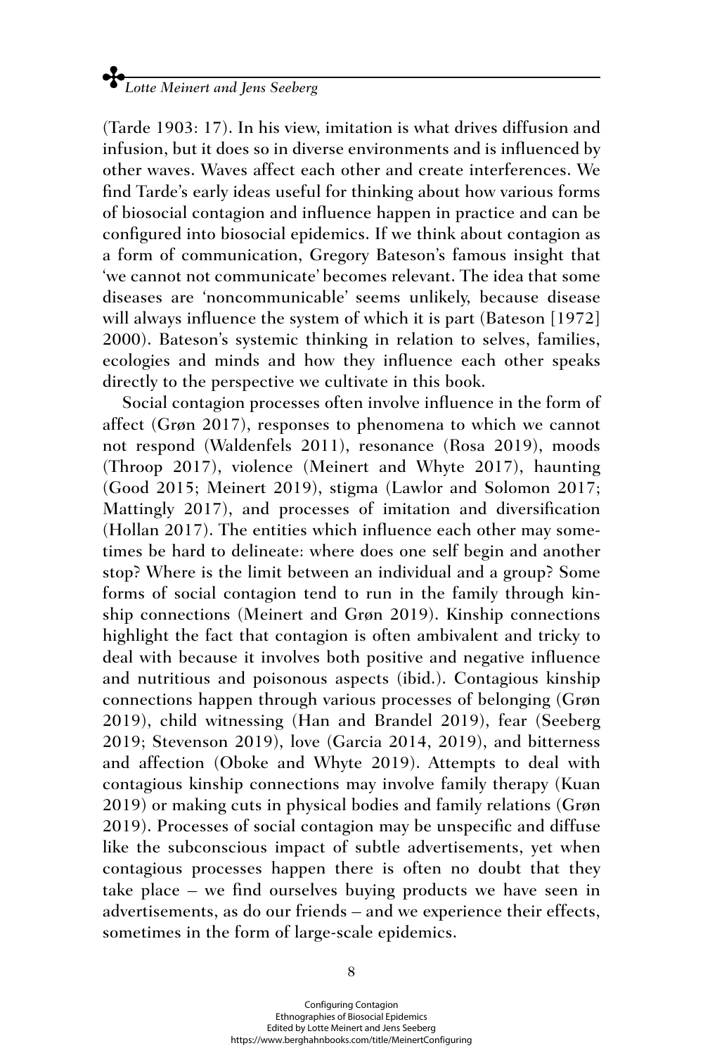(Tarde 1903: 17). In his view, imitation is what drives diffusion and infusion, but it does so in diverse environments and is influenced by other waves. Waves affect each other and create interferences. We find Tarde's early ideas useful for thinking about how various forms of biosocial contagion and influence happen in practice and can be configured into biosocial epidemics. If we think about contagion as a form of communication, Gregory Bateson's famous insight that 'we cannot not communicate' becomes relevant. The idea that some diseases are 'noncommunicable' seems unlikely, because disease will always influence the system of which it is part (Bateson [1972] 2000). Bateson's systemic thinking in relation to selves, families, ecologies and minds and how they influence each other speaks directly to the perspective we cultivate in this book.

Social contagion processes often involve influence in the form of affect (Grøn 2017), responses to phenomena to which we cannot not respond (Waldenfels 2011), resonance (Rosa 2019), moods (Throop 2017), violence (Meinert and Whyte 2017), haunting (Good 2015; Meinert 2019), stigma (Lawlor and Solomon 2017; Mattingly 2017), and processes of imitation and diversification (Hollan 2017). The entities which influence each other may sometimes be hard to delineate: where does one self begin and another stop? Where is the limit between an individual and a group? Some forms of social contagion tend to run in the family through kinship connections (Meinert and Grøn 2019). Kinship connections highlight the fact that contagion is often ambivalent and tricky to deal with because it involves both positive and negative influence and nutritious and poisonous aspects (ibid.). Contagious kinship connections happen through various processes of belonging (Grøn 2019), child witnessing (Han and Brandel 2019), fear (Seeberg 2019; Stevenson 2019), love (Garcia 2014, 2019), and bitterness and affection (Oboke and Whyte 2019). Attempts to deal with contagious kinship connections may involve family therapy (Kuan 2019) or making cuts in physical bodies and family relations (Grøn 2019). Processes of social contagion may be unspecific and diffuse like the subconscious impact of subtle advertisements, yet when contagious processes happen there is often no doubt that they take place – we find ourselves buying products we have seen in advertisements, as do our friends – and we experience their effects, sometimes in the form of large-scale epidemics.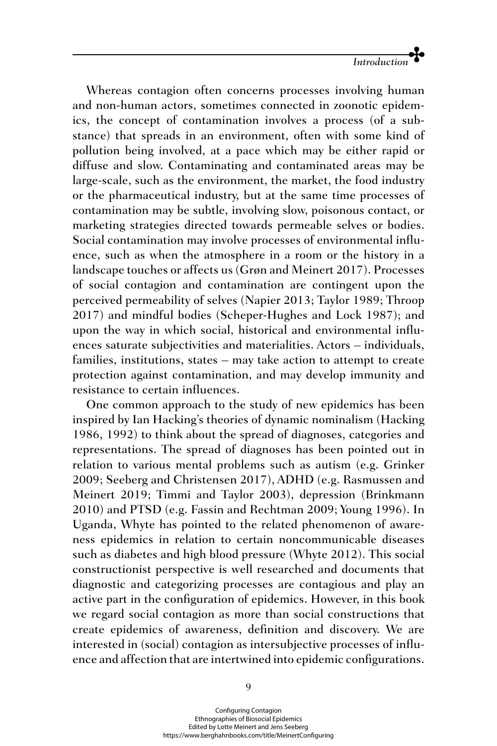Whereas contagion often concerns processes involving human and non-human actors, sometimes connected in zoonotic epidemics, the concept of contamination involves a process (of a substance) that spreads in an environment, often with some kind of pollution being involved, at a pace which may be either rapid or diffuse and slow. Contaminating and contaminated areas may be large-scale, such as the environment, the market, the food industry or the pharmaceutical industry, but at the same time processes of contamination may be subtle, involving slow, poisonous contact, or marketing strategies directed towards permeable selves or bodies. Social contamination may involve processes of environmental influence, such as when the atmosphere in a room or the history in a landscape touches or affects us (Grøn and Meinert 2017). Processes of social contagion and contamination are contingent upon the perceived permeability of selves (Napier 2013; Taylor 1989; Throop 2017) and mindful bodies (Scheper-Hughes and Lock 1987); and upon the way in which social, historical and environmental influences saturate subjectivities and materialities. Actors – individuals, families, institutions, states – may take action to attempt to create protection against contamination, and may develop immunity and resistance to certain influences.

One common approach to the study of new epidemics has been inspired by Ian Hacking's theories of dynamic nominalism (Hacking 1986, 1992) to think about the spread of diagnoses, categories and representations. The spread of diagnoses has been pointed out in relation to various mental problems such as autism (e.g. Grinker 2009; Seeberg and Christensen 2017), ADHD (e.g. Rasmussen and Meinert 2019; Timmi and Taylor 2003), depression (Brinkmann 2010) and PTSD (e.g. Fassin and Rechtman 2009; Young 1996). In Uganda, Whyte has pointed to the related phenomenon of awareness epidemics in relation to certain noncommunicable diseases such as diabetes and high blood pressure (Whyte 2012). This social constructionist perspective is well researched and documents that diagnostic and categorizing processes are contagious and play an active part in the configuration of epidemics. However, in this book we regard social contagion as more than social constructions that create epidemics of awareness, definition and discovery. We are interested in (social) contagion as intersubjective processes of influence and affection that are intertwined into epidemic configurations.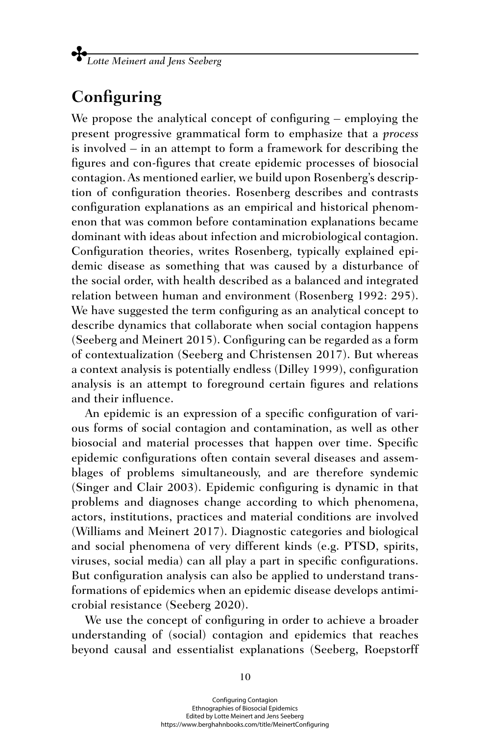## Configuring

We propose the analytical concept of configuring – employing the present progressive grammatical form to emphasize that a *process* is involved – in an attempt to form a framework for describing the figures and con-figures that create epidemic processes of biosocial contagion. As mentioned earlier, we build upon Rosenberg's description of configuration theories. Rosenberg describes and contrasts configuration explanations as an empirical and historical phenomenon that was common before contamination explanations became dominant with ideas about infection and microbiological contagion. Configuration theories, writes Rosenberg, typically explained epidemic disease as something that was caused by a disturbance of the social order, with health described as a balanced and integrated relation between human and environment (Rosenberg 1992: 295). We have suggested the term configuring as an analytical concept to describe dynamics that collaborate when social contagion happens (Seeberg and Meinert 2015). Configuring can be regarded as a form of contextualization (Seeberg and Christensen 2017). But whereas a context analysis is potentially endless (Dilley 1999), configuration analysis is an attempt to foreground certain figures and relations and their influence.

An epidemic is an expression of a specific configuration of various forms of social contagion and contamination, as well as other biosocial and material processes that happen over time. Specific epidemic configurations often contain several diseases and assemblages of problems simultaneously, and are therefore syndemic (Singer and Clair 2003). Epidemic configuring is dynamic in that problems and diagnoses change according to which phenomena, actors, institutions, practices and material conditions are involved (Williams and Meinert 2017). Diagnostic categories and biological and social phenomena of very different kinds (e.g. PTSD, spirits, viruses, social media) can all play a part in specific configurations. But configuration analysis can also be applied to understand transformations of epidemics when an epidemic disease develops antimicrobial resistance (Seeberg 2020).

We use the concept of configuring in order to achieve a broader understanding of (social) contagion and epidemics that reaches beyond causal and essentialist explanations (Seeberg, Roepstorff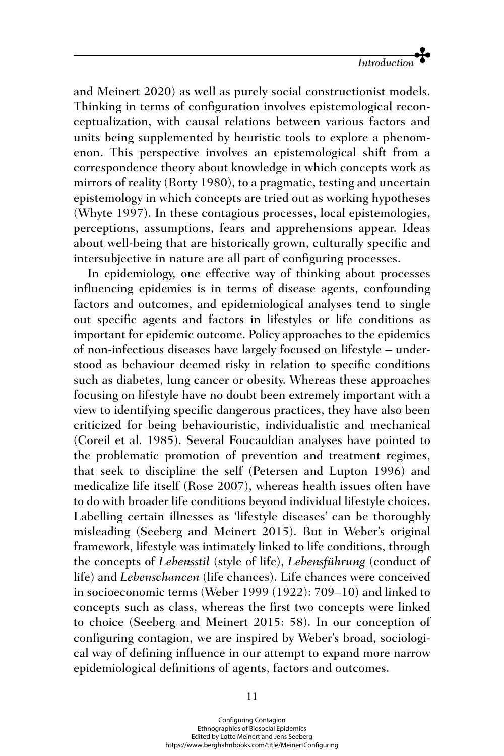and Meinert 2020) as well as purely social constructionist models. Thinking in terms of configuration involves epistemological reconceptualization, with causal relations between various factors and units being supplemented by heuristic tools to explore a phenomenon. This perspective involves an epistemological shift from a correspondence theory about knowledge in which concepts work as mirrors of reality (Rorty 1980), to a pragmatic, testing and uncertain epistemology in which concepts are tried out as working hypotheses (Whyte 1997). In these contagious processes, local epistemologies, perceptions, assumptions, fears and apprehensions appear. Ideas about well-being that are historically grown, culturally specific and intersubjective in nature are all part of configuring processes.

In epidemiology, one effective way of thinking about processes influencing epidemics is in terms of disease agents, confounding factors and outcomes, and epidemiological analyses tend to single out specific agents and factors in lifestyles or life conditions as important for epidemic outcome. Policy approaches to the epidemics of non-infectious diseases have largely focused on lifestyle – understood as behaviour deemed risky in relation to specific conditions such as diabetes, lung cancer or obesity. Whereas these approaches focusing on lifestyle have no doubt been extremely important with a view to identifying specific dangerous practices, they have also been criticized for being behaviouristic, individualistic and mechanical (Coreil et al. 1985). Several Foucauldian analyses have pointed to the problematic promotion of prevention and treatment regimes, that seek to discipline the self (Petersen and Lupton 1996) and medicalize life itself (Rose 2007), whereas health issues often have to do with broader life conditions beyond individual lifestyle choices. Labelling certain illnesses as 'lifestyle diseases' can be thoroughly misleading (Seeberg and Meinert 2015). But in Weber's original framework, lifestyle was intimately linked to life conditions, through the concepts of *Lebensstil* (style of life), *Lebensführung* (conduct of life) and *Lebenschancen* (life chances). Life chances were conceived in socioeconomic terms (Weber 1999 (1922): 709–10) and linked to concepts such as class, whereas the first two concepts were linked to choice (Seeberg and Meinert 2015: 58). In our conception of configuring contagion, we are inspired by Weber's broad, sociological way of defining influence in our attempt to expand more narrow epidemiological definitions of agents, factors and outcomes.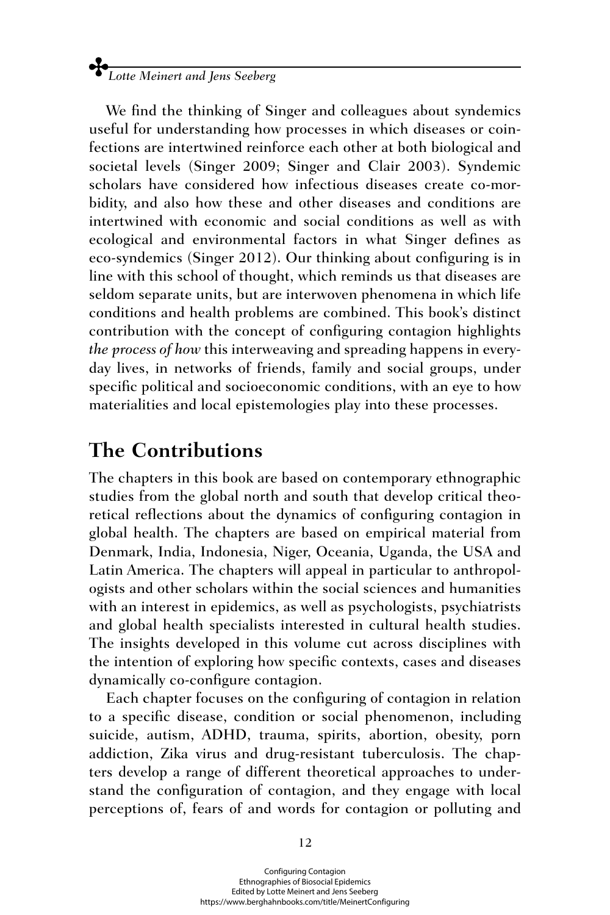We find the thinking of Singer and colleagues about syndemics useful for understanding how processes in which diseases or coinfections are intertwined reinforce each other at both biological and societal levels (Singer 2009; Singer and Clair 2003). Syndemic scholars have considered how infectious diseases create co-morbidity, and also how these and other diseases and conditions are intertwined with economic and social conditions as well as with ecological and environmental factors in what Singer defines as eco-syndemics (Singer 2012). Our thinking about configuring is in line with this school of thought, which reminds us that diseases are seldom separate units, but are interwoven phenomena in which life conditions and health problems are combined. This book's distinct contribution with the concept of configuring contagion highlights *the process of how* this interweaving and spreading happens in everyday lives, in networks of friends, family and social groups, under specific political and socioeconomic conditions, with an eye to how materialities and local epistemologies play into these processes.

## The Contributions

The chapters in this book are based on contemporary ethnographic studies from the global north and south that develop critical theoretical reflections about the dynamics of configuring contagion in global health. The chapters are based on empirical material from Denmark, India, Indonesia, Niger, Oceania, Uganda, the USA and Latin America. The chapters will appeal in particular to anthropologists and other scholars within the social sciences and humanities with an interest in epidemics, as well as psychologists, psychiatrists and global health specialists interested in cultural health studies. The insights developed in this volume cut across disciplines with the intention of exploring how specific contexts, cases and diseases dynamically co-configure contagion.

Each chapter focuses on the configuring of contagion in relation to a specific disease, condition or social phenomenon, including suicide, autism, ADHD, trauma, spirits, abortion, obesity, porn addiction, Zika virus and drug-resistant tuberculosis. The chapters develop a range of different theoretical approaches to understand the configuration of contagion, and they engage with local perceptions of, fears of and words for contagion or polluting and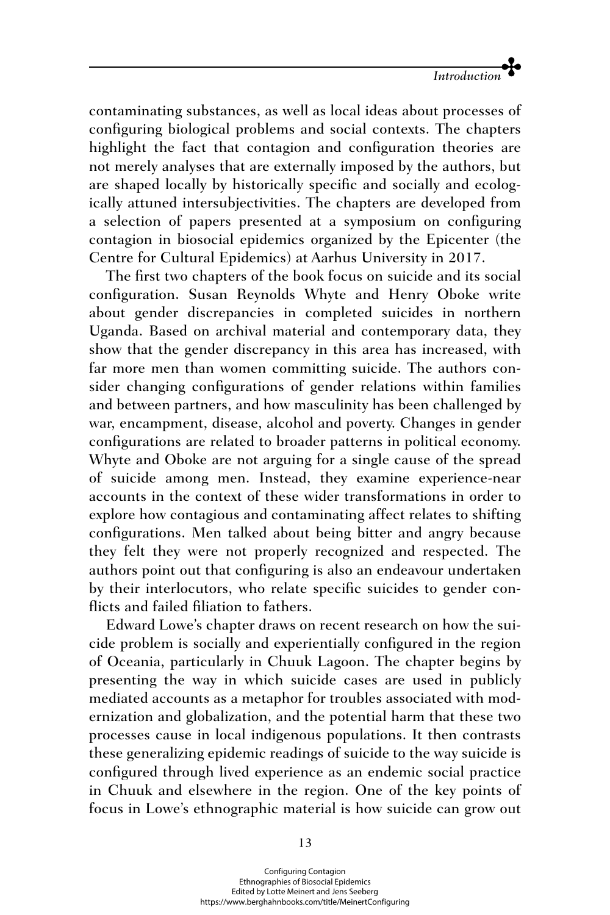contaminating substances, as well as local ideas about processes of configuring biological problems and social contexts. The chapters highlight the fact that contagion and configuration theories are not merely analyses that are externally imposed by the authors, but are shaped locally by historically specific and socially and ecologically attuned intersubjectivities. The chapters are developed from a selection of papers presented at a symposium on configuring contagion in biosocial epidemics organized by the Epicenter (the Centre for Cultural Epidemics) at Aarhus University in 2017.

The first two chapters of the book focus on suicide and its social configuration. Susan Reynolds Whyte and Henry Oboke write about gender discrepancies in completed suicides in northern Uganda. Based on archival material and contemporary data, they show that the gender discrepancy in this area has increased, with far more men than women committing suicide. The authors consider changing configurations of gender relations within families and between partners, and how masculinity has been challenged by war, encampment, disease, alcohol and poverty. Changes in gender configurations are related to broader patterns in political economy. Whyte and Oboke are not arguing for a single cause of the spread of suicide among men. Instead, they examine experience-near accounts in the context of these wider transformations in order to explore how contagious and contaminating affect relates to shifting configurations. Men talked about being bitter and angry because they felt they were not properly recognized and respected. The authors point out that configuring is also an endeavour undertaken by their interlocutors, who relate specific suicides to gender conflicts and failed filiation to fathers.

Edward Lowe's chapter draws on recent research on how the suicide problem is socially and experientially configured in the region of Oceania, particularly in Chuuk Lagoon. The chapter begins by presenting the way in which suicide cases are used in publicly mediated accounts as a metaphor for troubles associated with modernization and globalization, and the potential harm that these two processes cause in local indigenous populations. It then contrasts these generalizing epidemic readings of suicide to the way suicide is configured through lived experience as an endemic social practice in Chuuk and elsewhere in the region. One of the key points of focus in Lowe's ethnographic material is how suicide can grow out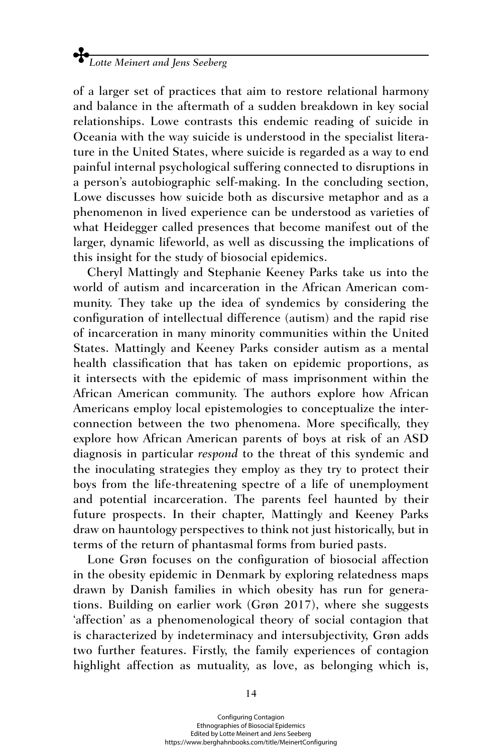of a larger set of practices that aim to restore relational harmony and balance in the aftermath of a sudden breakdown in key social relationships. Lowe contrasts this endemic reading of suicide in Oceania with the way suicide is understood in the specialist literature in the United States, where suicide is regarded as a way to end painful internal psychological suffering connected to disruptions in a person's autobiographic self-making. In the concluding section, Lowe discusses how suicide both as discursive metaphor and as a phenomenon in lived experience can be understood as varieties of what Heidegger called presences that become manifest out of the larger, dynamic lifeworld, as well as discussing the implications of this insight for the study of biosocial epidemics.

Cheryl Mattingly and Stephanie Keeney Parks take us into the world of autism and incarceration in the African American community. They take up the idea of syndemics by considering the configuration of intellectual difference (autism) and the rapid rise of incarceration in many minority communities within the United States. Mattingly and Keeney Parks consider autism as a mental health classification that has taken on epidemic proportions, as it intersects with the epidemic of mass imprisonment within the African American community. The authors explore how African Americans employ local epistemologies to conceptualize the interconnection between the two phenomena. More specifically, they explore how African American parents of boys at risk of an ASD diagnosis in particular *respond* to the threat of this syndemic and the inoculating strategies they employ as they try to protect their boys from the life-threatening spectre of a life of unemployment and potential incarceration. The parents feel haunted by their future prospects. In their chapter, Mattingly and Keeney Parks draw on hauntology perspectives to think not just historically, but in terms of the return of phantasmal forms from buried pasts.

Lone Grøn focuses on the configuration of biosocial affection in the obesity epidemic in Denmark by exploring relatedness maps drawn by Danish families in which obesity has run for generations. Building on earlier work (Grøn 2017), where she suggests 'affection' as a phenomenological theory of social contagion that is characterized by indeterminacy and intersubjectivity, Grøn adds two further features. Firstly, the family experiences of contagion highlight affection as mutuality, as love, as belonging which is,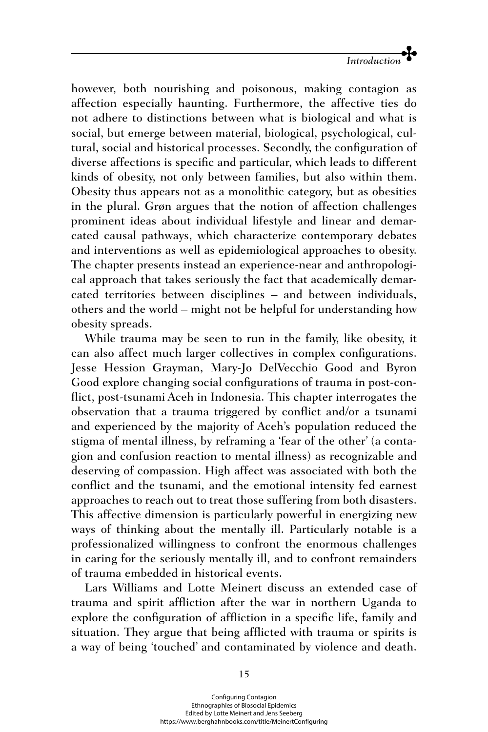however, both nourishing and poisonous, making contagion as affection especially haunting. Furthermore, the affective ties do not adhere to distinctions between what is biological and what is social, but emerge between material, biological, psychological, cultural, social and historical processes. Secondly, the configuration of diverse affections is specific and particular, which leads to different kinds of obesity, not only between families, but also within them. Obesity thus appears not as a monolithic category, but as obesities in the plural. Grøn argues that the notion of affection challenges prominent ideas about individual lifestyle and linear and demarcated causal pathways, which characterize contemporary debates and interventions as well as epidemiological approaches to obesity. The chapter presents instead an experience-near and anthropological approach that takes seriously the fact that academically demarcated territories between disciplines – and between individuals, others and the world – might not be helpful for understanding how obesity spreads.

While trauma may be seen to run in the family, like obesity, it can also affect much larger collectives in complex configurations. Jesse Hession Grayman, Mary-Jo DelVecchio Good and Byron Good explore changing social configurations of trauma in post-conflict, post-tsunami Aceh in Indonesia. This chapter interrogates the observation that a trauma triggered by conflict and/or a tsunami and experienced by the majority of Aceh's population reduced the stigma of mental illness, by reframing a 'fear of the other' (a contagion and confusion reaction to mental illness) as recognizable and deserving of compassion. High affect was associated with both the conflict and the tsunami, and the emotional intensity fed earnest approaches to reach out to treat those suffering from both disasters. This affective dimension is particularly powerful in energizing new ways of thinking about the mentally ill. Particularly notable is a professionalized willingness to confront the enormous challenges in caring for the seriously mentally ill, and to confront remainders of trauma embedded in historical events.

Lars Williams and Lotte Meinert discuss an extended case of trauma and spirit affliction after the war in northern Uganda to explore the configuration of affliction in a specific life, family and situation. They argue that being afflicted with trauma or spirits is a way of being 'touched' and contaminated by violence and death.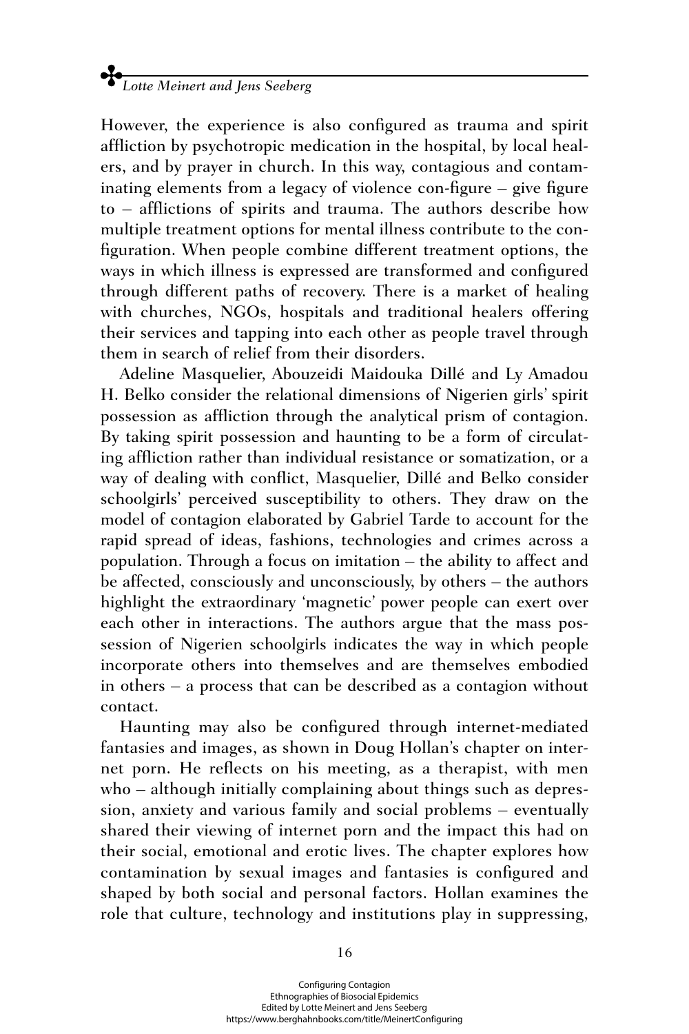However, the experience is also configured as trauma and spirit affliction by psychotropic medication in the hospital, by local healers, and by prayer in church. In this way, contagious and contaminating elements from a legacy of violence con-figure – give figure to – afflictions of spirits and trauma. The authors describe how multiple treatment options for mental illness contribute to the configuration. When people combine different treatment options, the ways in which illness is expressed are transformed and configured through different paths of recovery. There is a market of healing with churches, NGOs, hospitals and traditional healers offering their services and tapping into each other as people travel through them in search of relief from their disorders.

Adeline Masquelier, Abouzeidi Maidouka Dillé and Ly Amadou H. Belko consider the relational dimensions of Nigerien girls' spirit possession as affliction through the analytical prism of contagion. By taking spirit possession and haunting to be a form of circulating affliction rather than individual resistance or somatization, or a way of dealing with conflict, Masquelier, Dillé and Belko consider schoolgirls' perceived susceptibility to others. They draw on the model of contagion elaborated by Gabriel Tarde to account for the rapid spread of ideas, fashions, technologies and crimes across a population. Through a focus on imitation – the ability to affect and be affected, consciously and unconsciously, by others – the authors highlight the extraordinary 'magnetic' power people can exert over each other in interactions. The authors argue that the mass possession of Nigerien schoolgirls indicates the way in which people incorporate others into themselves and are themselves embodied in others – a process that can be described as a contagion without contact.

Haunting may also be configured through internet-mediated fantasies and images, as shown in Doug Hollan's chapter on internet porn. He reflects on his meeting, as a therapist, with men who – although initially complaining about things such as depression, anxiety and various family and social problems – eventually shared their viewing of internet porn and the impact this had on their social, emotional and erotic lives. The chapter explores how contamination by sexual images and fantasies is configured and shaped by both social and personal factors. Hollan examines the role that culture, technology and institutions play in suppressing,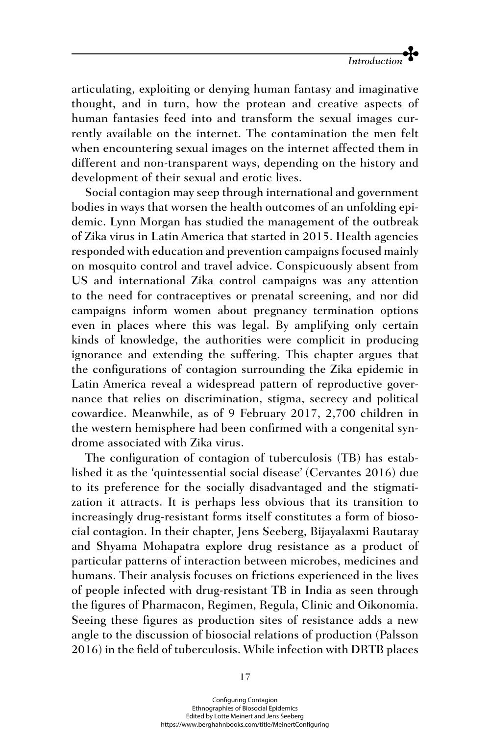articulating, exploiting or denying human fantasy and imaginative thought, and in turn, how the protean and creative aspects of human fantasies feed into and transform the sexual images currently available on the internet. The contamination the men felt when encountering sexual images on the internet affected them in different and non-transparent ways, depending on the history and development of their sexual and erotic lives.

Social contagion may seep through international and government bodies in ways that worsen the health outcomes of an unfolding epidemic. Lynn Morgan has studied the management of the outbreak of Zika virus in Latin America that started in 2015. Health agencies responded with education and prevention campaigns focused mainly on mosquito control and travel advice. Conspicuously absent from US and international Zika control campaigns was any attention to the need for contraceptives or prenatal screening, and nor did campaigns inform women about pregnancy termination options even in places where this was legal. By amplifying only certain kinds of knowledge, the authorities were complicit in producing ignorance and extending the suffering. This chapter argues that the configurations of contagion surrounding the Zika epidemic in Latin America reveal a widespread pattern of reproductive governance that relies on discrimination, stigma, secrecy and political cowardice. Meanwhile, as of 9 February 2017, 2,700 children in the western hemisphere had been confirmed with a congenital syndrome associated with Zika virus.

The configuration of contagion of tuberculosis (TB) has established it as the 'quintessential social disease' (Cervantes 2016) due to its preference for the socially disadvantaged and the stigmatization it attracts. It is perhaps less obvious that its transition to increasingly drug-resistant forms itself constitutes a form of biosocial contagion. In their chapter, Jens Seeberg, Bijayalaxmi Rautaray and Shyama Mohapatra explore drug resistance as a product of particular patterns of interaction between microbes, medicines and humans. Their analysis focuses on frictions experienced in the lives of people infected with drug-resistant TB in India as seen through the figures of Pharmacon, Regimen, Regula, Clinic and Oikonomia. Seeing these figures as production sites of resistance adds a new angle to the discussion of biosocial relations of production (Palsson 2016) in the field of tuberculosis. While infection with DRTB places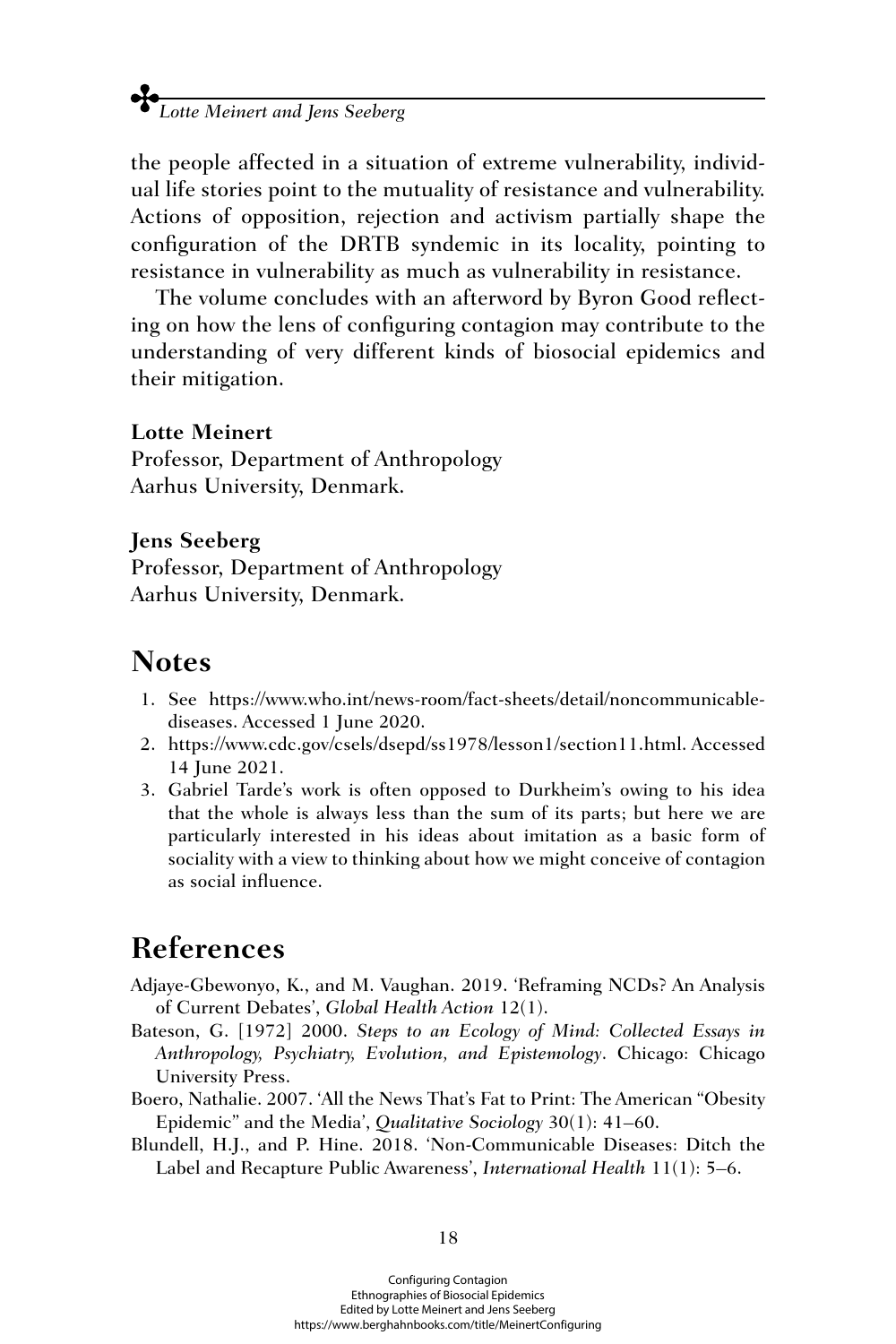the people affected in a situation of extreme vulnerability, individual life stories point to the mutuality of resistance and vulnerability. Actions of opposition, rejection and activism partially shape the configuration of the DRTB syndemic in its locality, pointing to resistance in vulnerability as much as vulnerability in resistance.

The volume concludes with an afterword by Byron Good reflecting on how the lens of configuring contagion may contribute to the understanding of very different kinds of biosocial epidemics and their mitigation.

**Lotte Meinert**
Professor, Department of Anthropology
Aarhus University, Denmark.

**Jens Seeberg**
Professor, Department of Anthropology
Aarhus University, Denmark.

## Notes

1. See https://www.who.int/news-room/fact-sheets/detail/noncommunicable-diseases. Accessed 1 June 2020.
2. https://www.cdc.gov/csels/dsepd/ss1978/lesson1/section11.html. Accessed 14 June 2021.
3. Gabriel Tarde's work is often opposed to Durkheim's owing to his idea that the whole is always less than the sum of its parts; but here we are particularly interested in his ideas about imitation as a basic form of sociality with a view to thinking about how we might conceive of contagion as social influence.

## References

Adjaye-Gbewonyo, K., and M. Vaughan. 2019. 'Reframing NCDs? An Analysis of Current Debates', *Global Health Action* 12(1).

Bateson, G. [1972] 2000. *Steps to an Ecology of Mind: Collected Essays in Anthropology, Psychiatry, Evolution, and Epistemology*. Chicago: Chicago University Press.

Boero, Nathalie. 2007. 'All the News That's Fat to Print: The American "Obesity Epidemic" and the Media', *Qualitative Sociology* 30(1): 41–60.

Blundell, H.J., and P. Hine. 2018. 'Non-Communicable Diseases: Ditch the Label and Recapture Public Awareness', *International Health* 11(1): 5–6.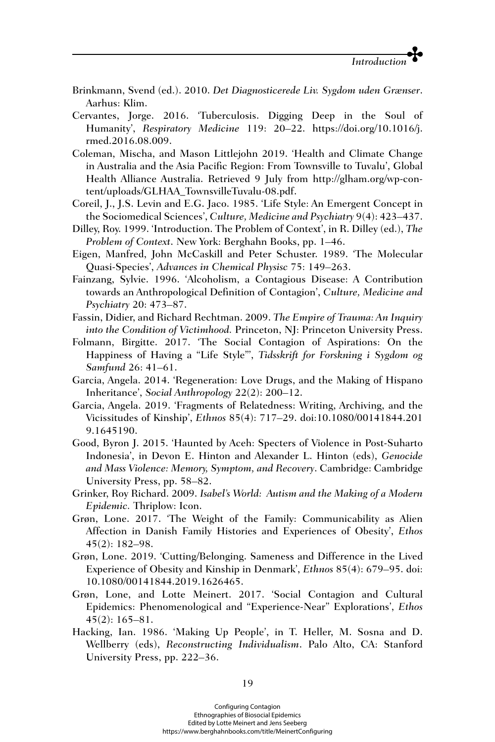Brinkmann, Svend (ed.). 2010. *Det Diagnosticerede Liv. Sygdom uden Grænser*. Aarhus: Klim.

Cervantes, Jorge. 2016. 'Tuberculosis. Digging Deep in the Soul of Humanity', *Respiratory Medicine* 119: 20–22. https://doi.org/10.1016/j.rmed.2016.08.009.

Coleman, Mischa, and Mason Littlejohn 2019. 'Health and Climate Change in Australia and the Asia Pacific Region: From Townsville to Tuvalu', Global Health Alliance Australia. Retrieved 9 July from http://glham.org/wp-content/uploads/GLHAA_TownsvilleTuvalu-08.pdf.

Coreil, J., J.S. Levin and E.G. Jaco. 1985. 'Life Style: An Emergent Concept in the Sociomedical Sciences', *Culture, Medicine and Psychiatry* 9(4): 423–437.

Dilley, Roy. 1999. 'Introduction. The Problem of Context', in R. Dilley (ed.), *The Problem of Context*. New York: Berghahn Books, pp. 1–46.

Eigen, Manfred, John McCaskill and Peter Schuster. 1989. 'The Molecular Quasi-Species', *Advances in Chemical Physisc* 75: 149–263.

Fainzang, Sylvie. 1996. 'Alcoholism, a Contagious Disease: A Contribution towards an Anthropological Definition of Contagion', *Culture, Medicine and Psychiatry* 20: 473–87.

Fassin, Didier, and Richard Rechtman. 2009. *The Empire of Trauma: An Inquiry into the Condition of Victimhood.* Princeton, NJ: Princeton University Press.

Folmann, Birgitte. 2017. 'The Social Contagion of Aspirations: On the Happiness of Having a "Life Style"', *Tidsskrift for Forskning i Sygdom og Samfund* 26: 41–61.

Garcia, Angela. 2014. 'Regeneration: Love Drugs, and the Making of Hispano Inheritance', *Social Anthropology* 22(2): 200–12.

Garcia, Angela. 2019. 'Fragments of Relatedness: Writing, Archiving, and the Vicissitudes of Kinship', *Ethnos* 85(4): 717–29. doi:10.1080/00141844.2019.1645190.

Good, Byron J. 2015. 'Haunted by Aceh: Specters of Violence in Post-Suharto Indonesia', in Devon E. Hinton and Alexander L. Hinton (eds), *Genocide and Mass Violence: Memory, Symptom, and Recovery*. Cambridge: Cambridge University Press, pp. 58–82.

Grinker, Roy Richard. 2009. *Isabel's World: Autism and the Making of a Modern Epidemic.* Thriplow: Icon.

Grøn, Lone. 2017. 'The Weight of the Family: Communicability as Alien Affection in Danish Family Histories and Experiences of Obesity', *Ethos* 45(2): 182–98.

Grøn, Lone. 2019. 'Cutting/Belonging. Sameness and Difference in the Lived Experience of Obesity and Kinship in Denmark', *Ethnos* 85(4): 679–95. doi: 10.1080/00141844.2019.1626465.

Grøn, Lone, and Lotte Meinert. 2017. 'Social Contagion and Cultural Epidemics: Phenomenological and "Experience-Near" Explorations', *Ethos* 45(2): 165–81.

Hacking, Ian. 1986. 'Making Up People', in T. Heller, M. Sosna and D. Wellberry (eds), *Reconstructing Individualism*. Palo Alto, CA: Stanford University Press, pp. 222–36.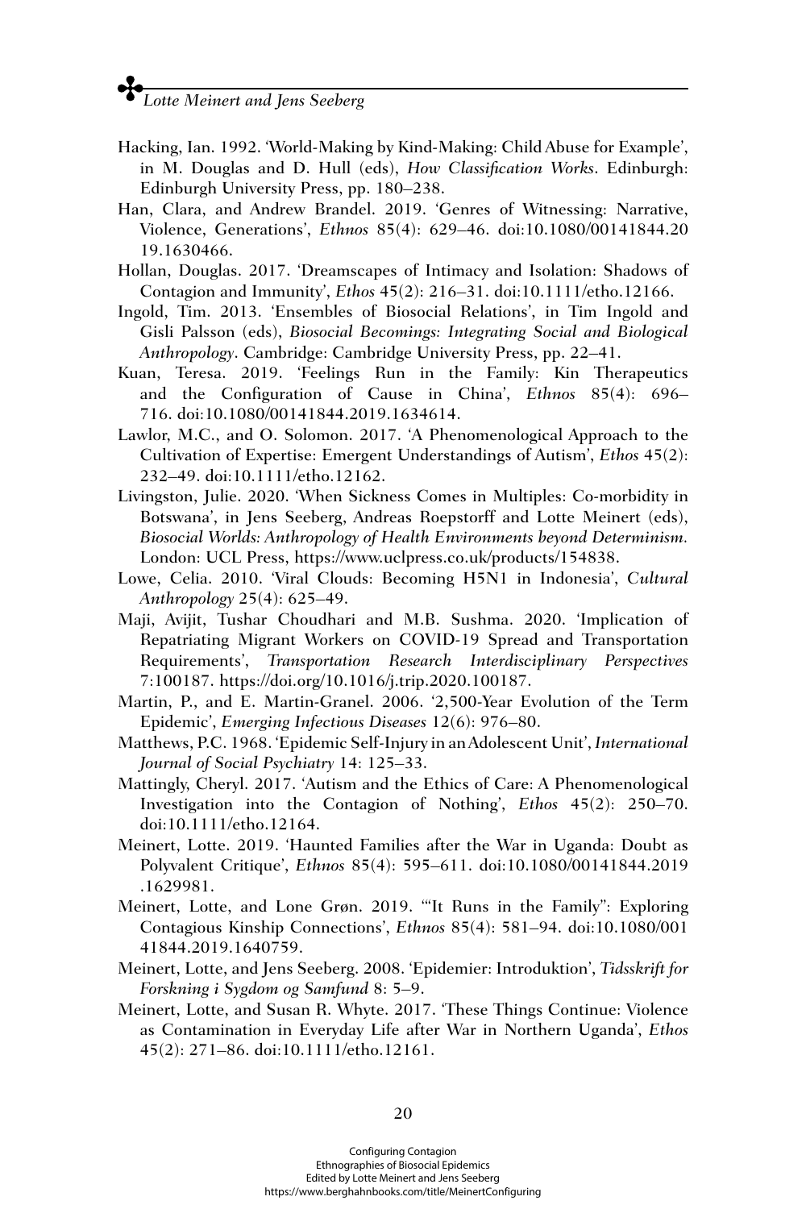Hacking, Ian. 1992. 'World-Making by Kind-Making: Child Abuse for Example', in M. Douglas and D. Hull (eds), *How Classification Works*. Edinburgh: Edinburgh University Press, pp. 180–238.

Han, Clara, and Andrew Brandel. 2019. 'Genres of Witnessing: Narrative, Violence, Generations', *Ethnos* 85(4): 629–46. doi:10.1080/00141844.2019.1630466.

Hollan, Douglas. 2017. 'Dreamscapes of Intimacy and Isolation: Shadows of Contagion and Immunity', *Ethos* 45(2): 216–31. doi:10.1111/etho.12166.

Ingold, Tim. 2013. 'Ensembles of Biosocial Relations', in Tim Ingold and Gisli Palsson (eds), *Biosocial Becomings: Integrating Social and Biological Anthropology*. Cambridge: Cambridge University Press, pp. 22–41.

Kuan, Teresa. 2019. 'Feelings Run in the Family: Kin Therapeutics and the Configuration of Cause in China', *Ethnos* 85(4): 696–716. doi:10.1080/00141844.2019.1634614.

Lawlor, M.C., and O. Solomon. 2017. 'A Phenomenological Approach to the Cultivation of Expertise: Emergent Understandings of Autism', *Ethos* 45(2): 232–49. doi:10.1111/etho.12162.

Livingston, Julie. 2020. 'When Sickness Comes in Multiples: Co-morbidity in Botswana', in Jens Seeberg, Andreas Roepstorff and Lotte Meinert (eds), *Biosocial Worlds: Anthropology of Health Environments beyond Determinism*. London: UCL Press, https://www.uclpress.co.uk/products/154838.

Lowe, Celia. 2010. 'Viral Clouds: Becoming H5N1 in Indonesia', *Cultural Anthropology* 25(4): 625–49.

Maji, Avijit, Tushar Choudhari and M.B. Sushma. 2020. 'Implication of Repatriating Migrant Workers on COVID-19 Spread and Transportation Requirements', *Transportation Research Interdisciplinary Perspectives* 7:100187. https://doi.org/10.1016/j.trip.2020.100187.

Martin, P., and E. Martin-Granel. 2006. '2,500-Year Evolution of the Term Epidemic', *Emerging Infectious Diseases* 12(6): 976–80.

Matthews, P.C. 1968. 'Epidemic Self-Injury in an Adolescent Unit', *International Journal of Social Psychiatry* 14: 125–33.

Mattingly, Cheryl. 2017. 'Autism and the Ethics of Care: A Phenomenological Investigation into the Contagion of Nothing', *Ethos* 45(2): 250–70. doi:10.1111/etho.12164.

Meinert, Lotte. 2019. 'Haunted Families after the War in Uganda: Doubt as Polyvalent Critique', *Ethnos* 85(4): 595–611. doi:10.1080/00141844.2019.1629981.

Meinert, Lotte, and Lone Grøn. 2019. '"It Runs in the Family": Exploring Contagious Kinship Connections', *Ethnos* 85(4): 581–94. doi:10.1080/00141844.2019.1640759.

Meinert, Lotte, and Jens Seeberg. 2008. 'Epidemier: Introduktion', *Tidsskrift for Forskning i Sygdom og Samfund* 8: 5–9.

Meinert, Lotte, and Susan R. Whyte. 2017. 'These Things Continue: Violence as Contamination in Everyday Life after War in Northern Uganda', *Ethos* 45(2): 271–86. doi:10.1111/etho.12161.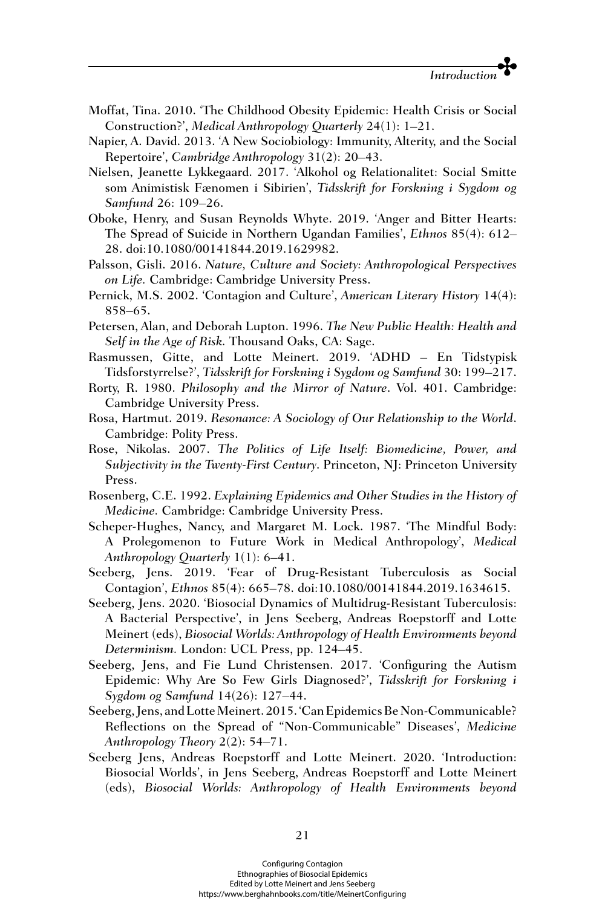Moffat, Tina. 2010. 'The Childhood Obesity Epidemic: Health Crisis or Social Construction?', *Medical Anthropology Quarterly* 24(1): 1–21.

Napier, A. David. 2013. 'A New Sociobiology: Immunity, Alterity, and the Social Repertoire', *Cambridge Anthropology* 31(2): 20–43.

Nielsen, Jeanette Lykkegaard. 2017. 'Alkohol og Relationalitet: Social Smitte som Animistisk Fænomen i Sibirien', *Tidsskrift for Forskning i Sygdom og Samfund* 26: 109–26.

Oboke, Henry, and Susan Reynolds Whyte. 2019. 'Anger and Bitter Hearts: The Spread of Suicide in Northern Ugandan Families', *Ethnos* 85(4): 612–28. doi:10.1080/00141844.2019.1629982.

Palsson, Gisli. 2016. *Nature, Culture and Society: Anthropological Perspectives on Life.* Cambridge: Cambridge University Press.

Pernick, M.S. 2002. 'Contagion and Culture', *American Literary History* 14(4): 858–65.

Petersen, Alan, and Deborah Lupton. 1996. *The New Public Health: Health and Self in the Age of Risk.* Thousand Oaks, CA: Sage.

Rasmussen, Gitte, and Lotte Meinert. 2019. 'ADHD – En Tidstypisk Tidsforstyrrelse?', *Tidsskrift for Forskning i Sygdom og Samfund* 30: 199–217.

Rorty, R. 1980. *Philosophy and the Mirror of Nature*. Vol. 401. Cambridge: Cambridge University Press.

Rosa, Hartmut. 2019. *Resonance: A Sociology of Our Relationship to the World*. Cambridge: Polity Press.

Rose, Nikolas. 2007. *The Politics of Life Itself: Biomedicine, Power, and Subjectivity in the Twenty-First Century*. Princeton, NJ: Princeton University Press.

Rosenberg, C.E. 1992. *Explaining Epidemics and Other Studies in the History of Medicine.* Cambridge: Cambridge University Press.

Scheper-Hughes, Nancy, and Margaret M. Lock. 1987. 'The Mindful Body: A Prolegomenon to Future Work in Medical Anthropology', *Medical Anthropology Quarterly* 1(1): 6–41.

Seeberg, Jens. 2019. 'Fear of Drug-Resistant Tuberculosis as Social Contagion', *Ethnos* 85(4): 665–78. doi:10.1080/00141844.2019.1634615.

Seeberg, Jens. 2020. 'Biosocial Dynamics of Multidrug-Resistant Tuberculosis: A Bacterial Perspective', in Jens Seeberg, Andreas Roepstorff and Lotte Meinert (eds), *Biosocial Worlds: Anthropology of Health Environments beyond Determinism.* London: UCL Press, pp. 124–45.

Seeberg, Jens, and Fie Lund Christensen. 2017. 'Configuring the Autism Epidemic: Why Are So Few Girls Diagnosed?', *Tidsskrift for Forskning i Sygdom og Samfund* 14(26): 127–44.

Seeberg, Jens, and Lotte Meinert. 2015. 'Can Epidemics Be Non-Communicable? Reflections on the Spread of "Non-Communicable" Diseases', *Medicine Anthropology Theory* 2(2): 54–71.

Seeberg Jens, Andreas Roepstorff and Lotte Meinert. 2020. 'Introduction: Biosocial Worlds', in Jens Seeberg, Andreas Roepstorff and Lotte Meinert (eds), *Biosocial Worlds: Anthropology of Health Environments beyond*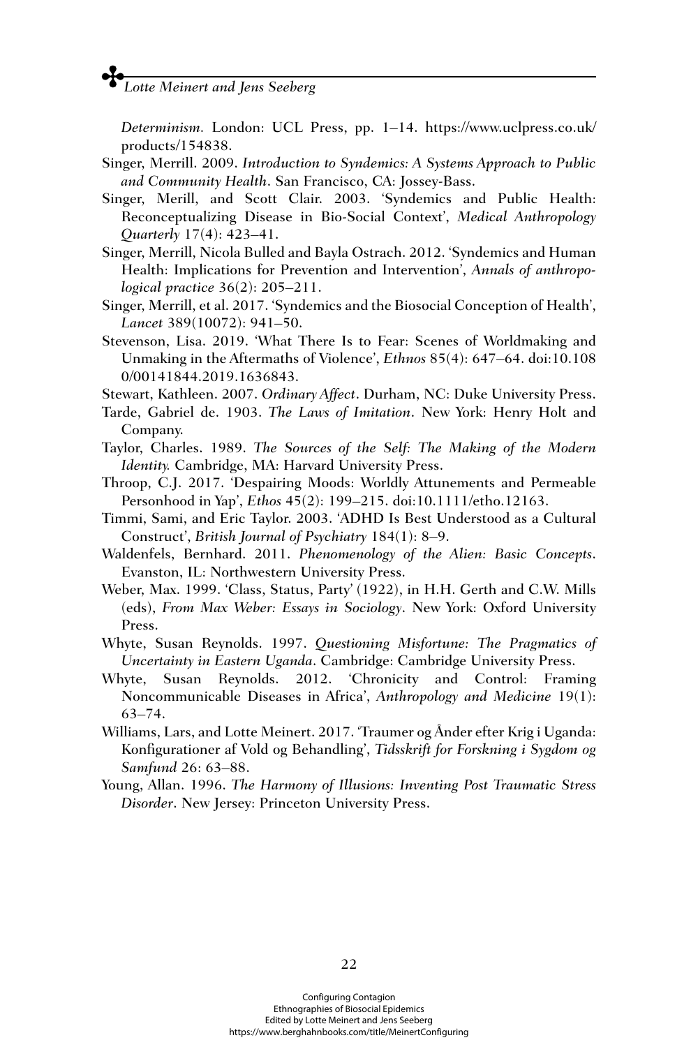*Determinism*. London: UCL Press, pp. 1–14. https://www.uclpress.co.uk/products/154838.

Singer, Merrill. 2009. *Introduction to Syndemics: A Systems Approach to Public and Community Health*. San Francisco, CA: Jossey-Bass.

Singer, Merill, and Scott Clair. 2003. 'Syndemics and Public Health: Reconceptualizing Disease in Bio-Social Context', *Medical Anthropology Quarterly* 17(4): 423–41.

Singer, Merrill, Nicola Bulled and Bayla Ostrach. 2012. 'Syndemics and Human Health: Implications for Prevention and Intervention', *Annals of anthropological practice* 36(2): 205–211.

Singer, Merrill, et al. 2017. 'Syndemics and the Biosocial Conception of Health', *Lancet* 389(10072): 941–50.

Stevenson, Lisa. 2019. 'What There Is to Fear: Scenes of Worldmaking and Unmaking in the Aftermaths of Violence', *Ethnos* 85(4): 647–64. doi:10.1080/00141844.2019.1636843.

Stewart, Kathleen. 2007. *Ordinary Affect*. Durham, NC: Duke University Press.

Tarde, Gabriel de. 1903. *The Laws of Imitation*. New York: Henry Holt and Company.

Taylor, Charles. 1989. *The Sources of the Self: The Making of the Modern Identity.* Cambridge, MA: Harvard University Press.

Throop, C.J. 2017. 'Despairing Moods: Worldly Attunements and Permeable Personhood in Yap', *Ethos* 45(2): 199–215. doi:10.1111/etho.12163.

Timmi, Sami, and Eric Taylor. 2003. 'ADHD Is Best Understood as a Cultural Construct', *British Journal of Psychiatry* 184(1): 8–9.

Waldenfels, Bernhard. 2011. *Phenomenology of the Alien: Basic Concepts*. Evanston, IL: Northwestern University Press.

Weber, Max. 1999. 'Class, Status, Party' (1922), in H.H. Gerth and C.W. Mills (eds), *From Max Weber: Essays in Sociology*. New York: Oxford University Press.

Whyte, Susan Reynolds. 1997. *Questioning Misfortune: The Pragmatics of Uncertainty in Eastern Uganda*. Cambridge: Cambridge University Press.

Whyte, Susan Reynolds. 2012. 'Chronicity and Control: Framing Noncommunicable Diseases in Africa', *Anthropology and Medicine* 19(1): 63–74.

Williams, Lars, and Lotte Meinert. 2017. 'Traumer og Ånder efter Krig i Uganda: Konfigurationer af Vold og Behandling', *Tidsskrift for Forskning i Sygdom og Samfund* 26: 63–88.

Young, Allan. 1996. *The Harmony of Illusions: Inventing Post Traumatic Stress Disorder*. New Jersey: Princeton University Press.